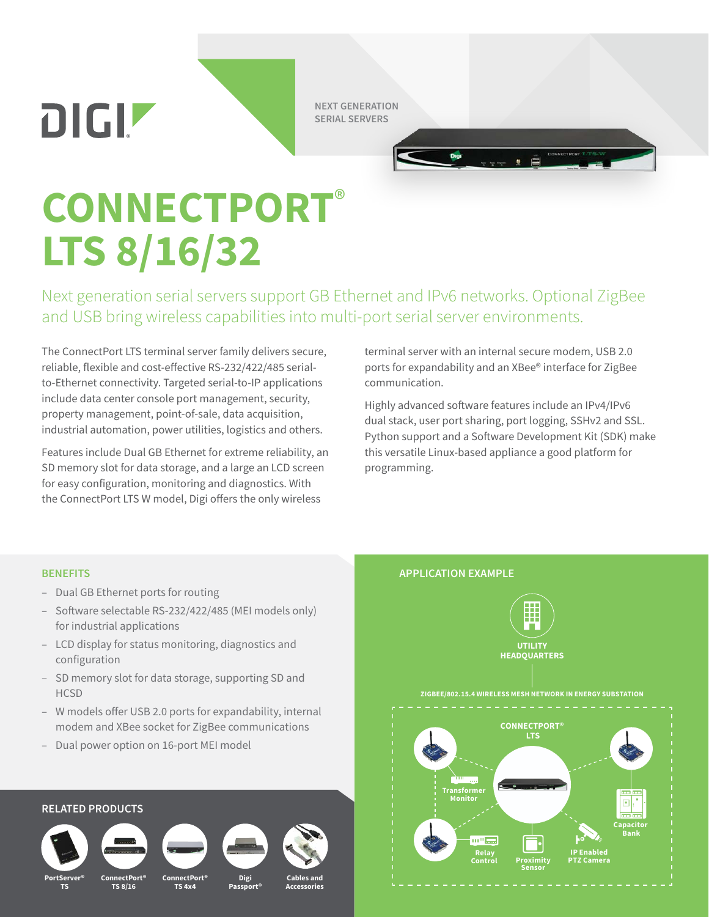NEXT GENERATION SERIAL SERVERS

# CONNECTPORT® LTS 8/16/32

Next generation serial servers support GB Ethernet and IPv6 networks. Optional ZigBee and USB bring wireless capabilities into multi-port serial server environments.

The ConnectPort LTS terminal server family delivers secure, reliable, flexible and cost-effective RS-232/422/485 serial-to-Ethernet connectivity. Targeted serial-to-IP applications include data center console port management, security, property management, point-of-sale, data acquisition, industrial automation, power utilities, logistics and others.

Features include Dual GB Ethernet for extreme reliability, an SD memory slot for data storage, and a large an LCD screen for easy configuration, monitoring and diagnostics. With the ConnectPort LTS W model, Digi offers the only wireless terminal server with an internal secure modem, USB 2.0 ports for expandability and an XBee® interface for ZigBee communication.

Highly advanced software features include an IPv4/IPv6 dual stack, user port sharing, port logging, SSHv2 and SSL. Python support and a Software Development Kit (SDK) make this versatile Linux-based appliance a good platform for programming.

## BENEFITS

- Dual GB Ethernet ports for routing
- Software selectable RS-232/422/485 (MEI models only) for industrial applications
- LCD display for status monitoring, diagnostics and configuration
- SD memory slot for data storage, supporting SD and HCSD
- W models offer USB 2.0 ports for expandability, internal modem and XBee socket for ZigBee communications
- Dual power option on 16-port MEI model

## RELATED PRODUCTS

- PortServer® TS
- ConnectPort® TS 8/16
- ConnectPort® TS 4x4
- Digi Passport®
- Cables and Accessories

## APPLICATION EXAMPLE

UTILITY HEADQUARTERS

ZIGBEE/802.15.4 WIRELESS MESH NETWORK IN ENERGY SUBSTATION

CONNECTPORT® LTS

Transformer Monitor

Capacitor Bank

Relay Control

Proximity Sensor

IP Enabled PTZ Camera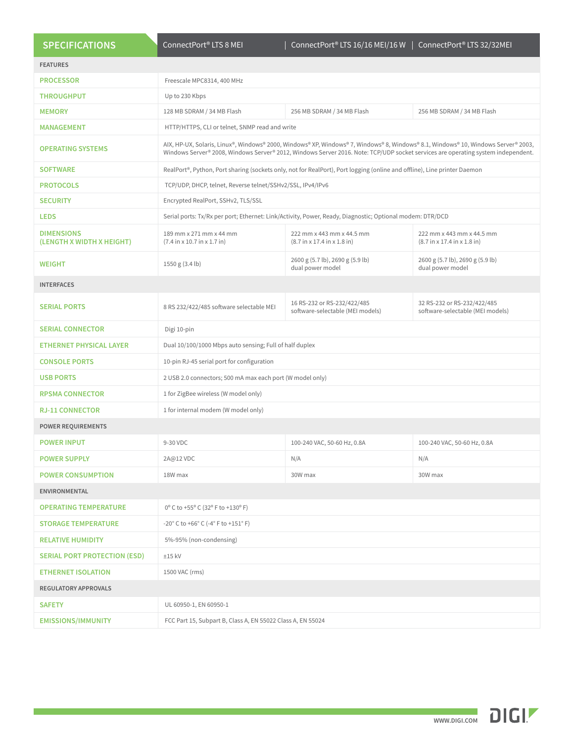| SPECIFICATIONS | ConnectPort® LTS 8 MEI | ConnectPort® LTS 16/16 MEI/16 W | ConnectPort® LTS 32/32MEI |
|---|---|---|---|
| FEATURES | | | |
| PROCESSOR | Freescale MPC8314, 400 MHz | | |
| THROUGHPUT | Up to 230 Kbps | | |
| MEMORY | 128 MB SDRAM / 34 MB Flash | 256 MB SDRAM / 34 MB Flash | 256 MB SDRAM / 34 MB Flash |
| MANAGEMENT | HTTP/HTTPS, CLI or telnet, SNMP read and write | | |
| OPERATING SYSTEMS | AIX, HP-UX, Solaris, Linux®, Windows® 2000, Windows® XP, Windows® 7, Windows® 8, Windows® 8.1, Windows® 10, Windows Server® 2003, Windows Server® 2008, Windows Server® 2012, Windows Server 2016. Note: TCP/UDP socket services are operating system independent. | | |
| SOFTWARE | RealPort®, Python, Port sharing (sockets only, not for RealPort), Port logging (online and offline), Line printer Daemon | | |
| PROTOCOLS | TCP/UDP, DHCP, telnet, Reverse telnet/SSHv2/SSL, IPv4/IPv6 | | |
| SECURITY | Encrypted RealPort, SSHv2, TLS/SSL | | |
| LEDS | Serial ports: Tx/Rx per port; Ethernet: Link/Activity, Power, Ready, Diagnostic; Optional modem: DTR/DCD | | |
| DIMENSIONS (LENGTH X WIDTH X HEIGHT) | 189 mm x 271 mm x 44 mm (7.4 in x 10.7 in x 1.7 in) | 222 mm x 443 mm x 44.5 mm (8.7 in x 17.4 in x 1.8 in) | 222 mm x 443 mm x 44.5 mm (8.7 in x 17.4 in x 1.8 in) |
| WEIGHT | 1550 g (3.4 lb) | 2600 g (5.7 lb), 2690 g (5.9 lb) dual power model | 2600 g (5.7 lb), 2690 g (5.9 lb) dual power model |
| INTERFACES | | | |
| SERIAL PORTS | 8 RS 232/422/485 software selectable MEI | 16 RS-232 or RS-232/422/485 software-selectable (MEI models) | 32 RS-232 or RS-232/422/485 software-selectable (MEI models) |
| SERIAL CONNECTOR | Digi 10-pin | | |
| ETHERNET PHYSICAL LAYER | Dual 10/100/1000 Mbps auto sensing; Full of half duplex | | |
| CONSOLE PORTS | 10-pin RJ-45 serial port for configuration | | |
| USB PORTS | 2 USB 2.0 connectors; 500 mA max each port (W model only) | | |
| RPSMA CONNECTOR | 1 for ZigBee wireless (W model only) | | |
| RJ-11 CONNECTOR | 1 for internal modem (W model only) | | |
| POWER REQUIREMENTS | | | |
| POWER INPUT | 9-30 VDC | 100-240 VAC, 50-60 Hz, 0.8A | 100-240 VAC, 50-60 Hz, 0.8A |
| POWER SUPPLY | 2A@12 VDC | N/A | N/A |
| POWER CONSUMPTION | 18W max | 30W max | 30W max |
| ENVIRONMENTAL | | | |
| OPERATING TEMPERATURE | 0° C to +55° C (32° F to +130° F) | | |
| STORAGE TEMPERATURE | -20° C to +66° C (-4° F to +151° F) | | |
| RELATIVE HUMIDITY | 5%-95% (non-condensing) | | |
| SERIAL PORT PROTECTION (ESD) | ±15 kV | | |
| ETHERNET ISOLATION | 1500 VAC (rms) | | |
| REGULATORY APPROVALS | | | |
| SAFETY | UL 60950-1, EN 60950-1 | | |
| EMISSIONS/IMMUNITY | FCC Part 15, Subpart B, Class A, EN 55022 Class A, EN 55024 | | |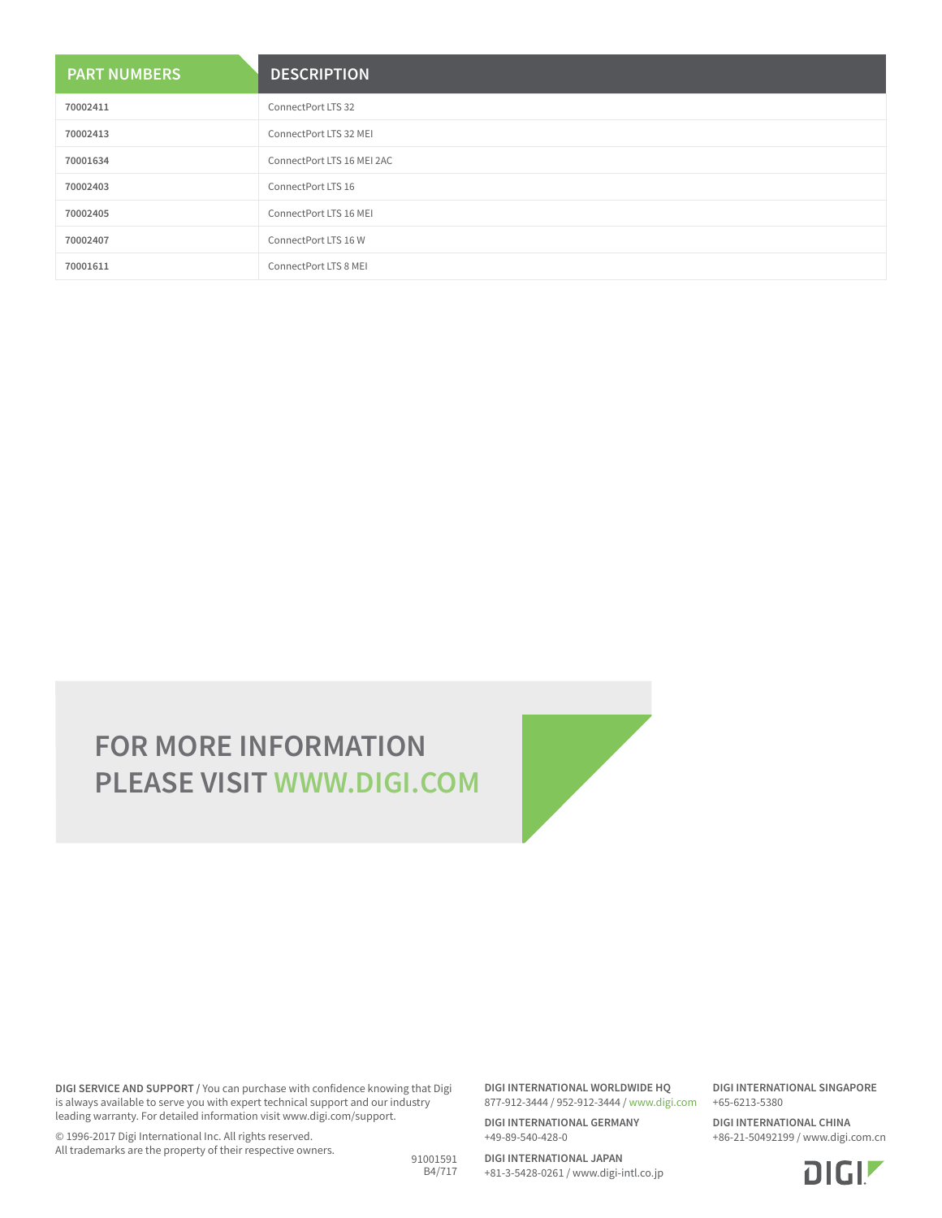| PART NUMBERS | DESCRIPTION |
| --- | --- |
| 70002411 | ConnectPort LTS 32 |
| 70002413 | ConnectPort LTS 32 MEI |
| 70001634 | ConnectPort LTS 16 MEI 2AC |
| 70002403 | ConnectPort LTS 16 |
| 70002405 | ConnectPort LTS 16 MEI |
| 70002407 | ConnectPort LTS 16 W |
| 70001611 | ConnectPort LTS 8 MEI |

## FOR MORE INFORMATION PLEASE VISIT WWW.DIGI.COM

**DIGI SERVICE AND SUPPORT /** You can purchase with confidence knowing that Digi is always available to serve you with expert technical support and our industry leading warranty. For detailed information visit www.digi.com/support.

© 1996-2017 Digi International Inc. All rights reserved.
All trademarks are the property of their respective owners.

91001591
B4/717

**DIGI INTERNATIONAL WORLDWIDE HQ**
877-912-3444 / 952-912-3444 / www.digi.com

**DIGI INTERNATIONAL GERMANY**
+49-89-540-428-0

**DIGI INTERNATIONAL JAPAN**
+81-3-5428-0261 / www.digi-intl.co.jp

**DIGI INTERNATIONAL SINGAPORE**
+65-6213-5380

**DIGI INTERNATIONAL CHINA**
+86-21-50492199 / www.digi.com.cn